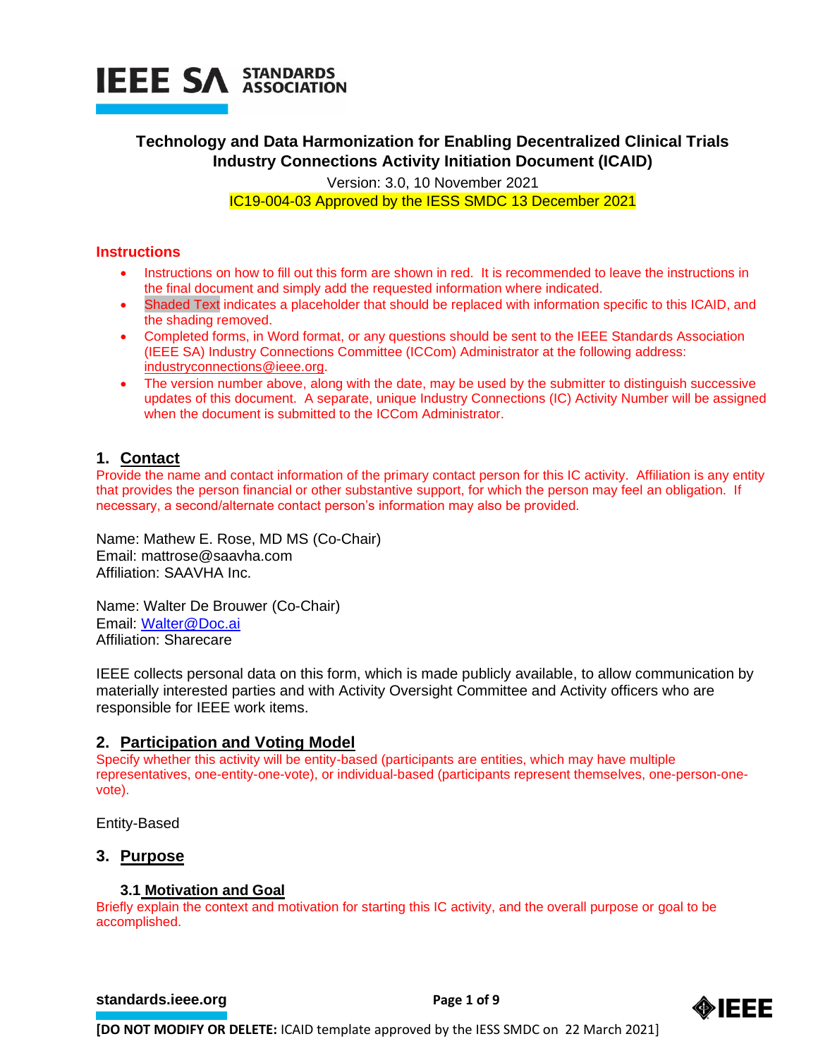# Technology and Data Harmonization for Enabling Decentralized Clinical Trials Industry Connections Activity Initiation Document (ICAID)

Version: 3.0, 10 November 2021

IC19-004-03 Approved by the IESS SMDC 13 December 2021

## Instructions

- Instructions on how to fill out this form are shown in red. It is recommended to leave the instructions in the final document and simply add the requested information where indicated.
- Shaded Text indicates a placeholder that should be replaced with information specific to this ICAID, and the shading removed.
- Completed forms, in Word format, or any questions should be sent to the IEEE Standards Association (IEEE SA) Industry Connections Committee (ICCom) Administrator at the following address: industryconnections@ieee.org.
- The version number above, along with the date, may be used by the submitter to distinguish successive updates of this document. A separate, unique Industry Connections (IC) Activity Number will be assigned when the document is submitted to the ICCom Administrator.

## 1. Contact

Provide the name and contact information of the primary contact person for this IC activity. Affiliation is any entity that provides the person financial or other substantive support, for which the person may feel an obligation. If necessary, a second/alternate contact person's information may also be provided.

Name: Mathew E. Rose, MD MS (Co-Chair)
Email: mattrose@saavha.com
Affiliation: SAAVHA Inc.

Name: Walter De Brouwer (Co-Chair)
Email: Walter@Doc.ai
Affiliation: Sharecare

IEEE collects personal data on this form, which is made publicly available, to allow communication by materially interested parties and with Activity Oversight Committee and Activity officers who are responsible for IEEE work items.

## 2. Participation and Voting Model

Specify whether this activity will be entity-based (participants are entities, which may have multiple representatives, one-entity-one-vote), or individual-based (participants represent themselves, one-person-one-vote).

Entity-Based

## 3. Purpose

### 3.1 Motivation and Goal

Briefly explain the context and motivation for starting this IC activity, and the overall purpose or goal to be accomplished.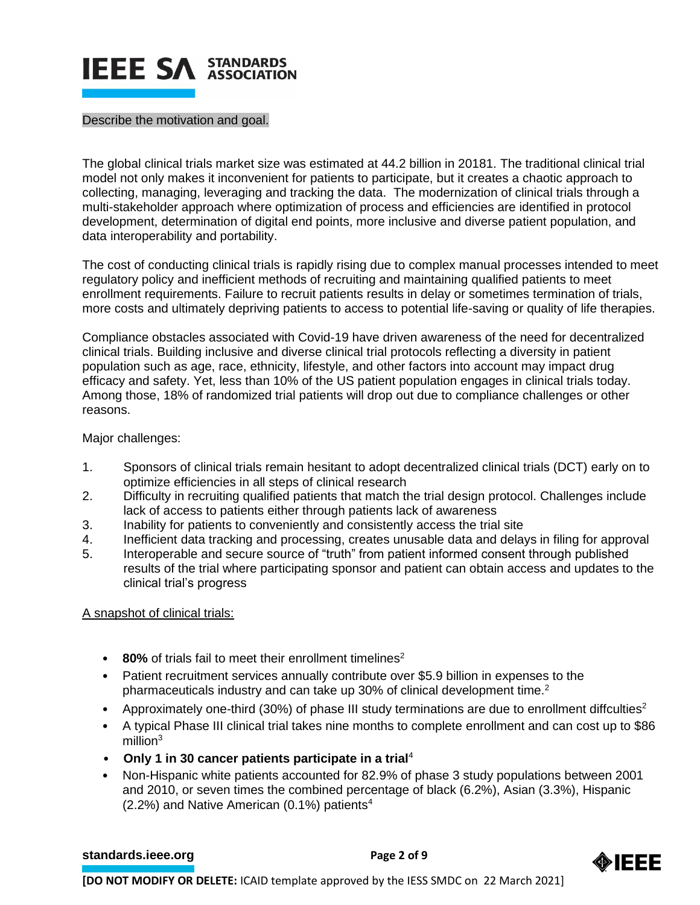Describe the motivation and goal.

The global clinical trials market size was estimated at 44.2 billion in 20181. The traditional clinical trial model not only makes it inconvenient for patients to participate, but it creates a chaotic approach to collecting, managing, leveraging and tracking the data. The modernization of clinical trials through a multi-stakeholder approach where optimization of process and efficiencies are identified in protocol development, determination of digital end points, more inclusive and diverse patient population, and data interoperability and portability.

The cost of conducting clinical trials is rapidly rising due to complex manual processes intended to meet regulatory policy and inefficient methods of recruiting and maintaining qualified patients to meet enrollment requirements. Failure to recruit patients results in delay or sometimes termination of trials, more costs and ultimately depriving patients to access to potential life-saving or quality of life therapies.

Compliance obstacles associated with Covid-19 have driven awareness of the need for decentralized clinical trials. Building inclusive and diverse clinical trial protocols reflecting a diversity in patient population such as age, race, ethnicity, lifestyle, and other factors into account may impact drug efficacy and safety. Yet, less than 10% of the US patient population engages in clinical trials today. Among those, 18% of randomized trial patients will drop out due to compliance challenges or other reasons.

Major challenges:

1. Sponsors of clinical trials remain hesitant to adopt decentralized clinical trials (DCT) early on to optimize efficiencies in all steps of clinical research
2. Difficulty in recruiting qualified patients that match the trial design protocol. Challenges include lack of access to patients either through patients lack of awareness
3. Inability for patients to conveniently and consistently access the trial site
4. Inefficient data tracking and processing, creates unusable data and delays in filing for approval
5. Interoperable and secure source of "truth" from patient informed consent through published results of the trial where participating sponsor and patient can obtain access and updates to the clinical trial's progress

<u>A snapshot of clinical trials:</u>

- **80%** of trials fail to meet their enrollment timelines[2]
- Patient recruitment services annually contribute over $5.9 billion in expenses to the pharmaceuticals industry and can take up 30% of clinical development time.[2]
- Approximately one-third (30%) of phase III study terminations are due to enrollment diffculties[2]
- A typical Phase III clinical trial takes nine months to complete enrollment and can cost up to $86 million[3]
- **Only 1 in 30 cancer patients participate in a trial**[4]
- Non-Hispanic white patients accounted for 82.9% of phase 3 study populations between 2001 and 2010, or seven times the combined percentage of black (6.2%), Asian (3.3%), Hispanic (2.2%) and Native American (0.1%) patients[4]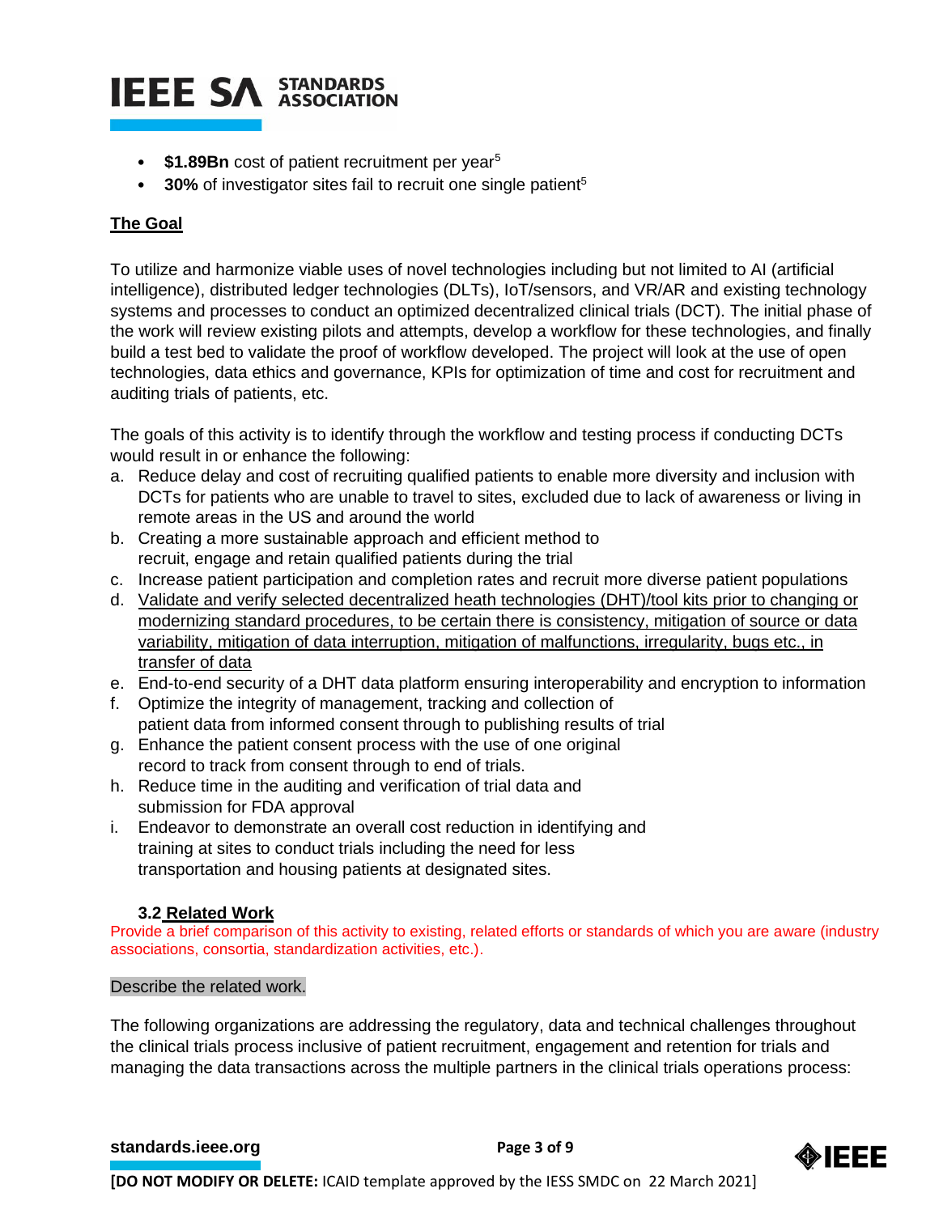- **$1.89Bn** cost of patient recruitment per year[5]
- **30%** of investigator sites fail to recruit one single patient[5]

**The Goal**

To utilize and harmonize viable uses of novel technologies including but not limited to AI (artificial intelligence), distributed ledger technologies (DLTs), IoT/sensors, and VR/AR and existing technology systems and processes to conduct an optimized decentralized clinical trials (DCT). The initial phase of the work will review existing pilots and attempts, develop a workflow for these technologies, and finally build a test bed to validate the proof of workflow developed. The project will look at the use of open technologies, data ethics and governance, KPIs for optimization of time and cost for recruitment and auditing trials of patients, etc.

The goals of this activity is to identify through the workflow and testing process if conducting DCTs would result in or enhance the following:

a. Reduce delay and cost of recruiting qualified patients to enable more diversity and inclusion with DCTs for patients who are unable to travel to sites, excluded due to lack of awareness or living in remote areas in the US and around the world
b. Creating a more sustainable approach and efficient method to recruit, engage and retain qualified patients during the trial
c. Increase patient participation and completion rates and recruit more diverse patient populations
d. Validate and verify selected decentralized heath technologies (DHT)/tool kits prior to changing or modernizing standard procedures, to be certain there is consistency, mitigation of source or data variability, mitigation of data interruption, mitigation of malfunctions, irregularity, bugs etc., in transfer of data
e. End-to-end security of a DHT data platform ensuring interoperability and encryption to information
f. Optimize the integrity of management, tracking and collection of patient data from informed consent through to publishing results of trial
g. Enhance the patient consent process with the use of one original record to track from consent through to end of trials.
h. Reduce time in the auditing and verification of trial data and submission for FDA approval
i. Endeavor to demonstrate an overall cost reduction in identifying and training at sites to conduct trials including the need for less transportation and housing patients at designated sites.

### 3.2 Related Work

Provide a brief comparison of this activity to existing, related efforts or standards of which you are aware (industry associations, consortia, standardization activities, etc.).

Describe the related work.

The following organizations are addressing the regulatory, data and technical challenges throughout the clinical trials process inclusive of patient recruitment, engagement and retention for trials and managing the data transactions across the multiple partners in the clinical trials operations process: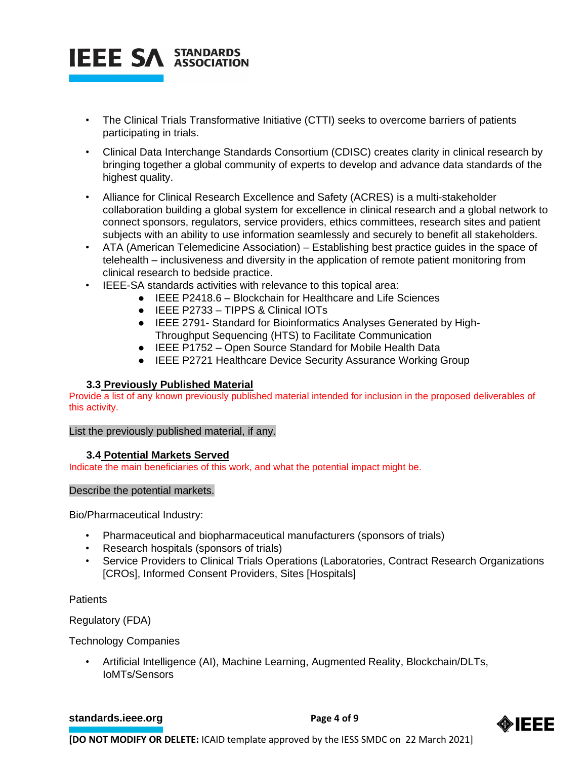- The Clinical Trials Transformative Initiative (CTTI) seeks to overcome barriers of patients participating in trials.
- Clinical Data Interchange Standards Consortium (CDISC) creates clarity in clinical research by bringing together a global community of experts to develop and advance data standards of the highest quality.
- Alliance for Clinical Research Excellence and Safety (ACRES) is a multi-stakeholder collaboration building a global system for excellence in clinical research and a global network to connect sponsors, regulators, service providers, ethics committees, research sites and patient subjects with an ability to use information seamlessly and securely to benefit all stakeholders.
- ATA (American Telemedicine Association) – Establishing best practice guides in the space of telehealth – inclusiveness and diversity in the application of remote patient monitoring from clinical research to bedside practice.
- IEEE-SA standards activities with relevance to this topical area:
  - IEEE P2418.6 – Blockchain for Healthcare and Life Sciences
  - IEEE P2733 – TIPPS & Clinical IOTs
  - IEEE 2791- Standard for Bioinformatics Analyses Generated by High-Throughput Sequencing (HTS) to Facilitate Communication
  - IEEE P1752 – Open Source Standard for Mobile Health Data
  - IEEE P2721 Healthcare Device Security Assurance Working Group

### 3.3 Previously Published Material

Provide a list of any known previously published material intended for inclusion in the proposed deliverables of this activity.

List the previously published material, if any.

### 3.4 Potential Markets Served

Indicate the main beneficiaries of this work, and what the potential impact might be.

Describe the potential markets.

Bio/Pharmaceutical Industry:

- Pharmaceutical and biopharmaceutical manufacturers (sponsors of trials)
- Research hospitals (sponsors of trials)
- Service Providers to Clinical Trials Operations (Laboratories, Contract Research Organizations [CROs], Informed Consent Providers, Sites [Hospitals]

Patients

Regulatory (FDA)

Technology Companies

- Artificial Intelligence (AI), Machine Learning, Augmented Reality, Blockchain/DLTs, IoMTs/Sensors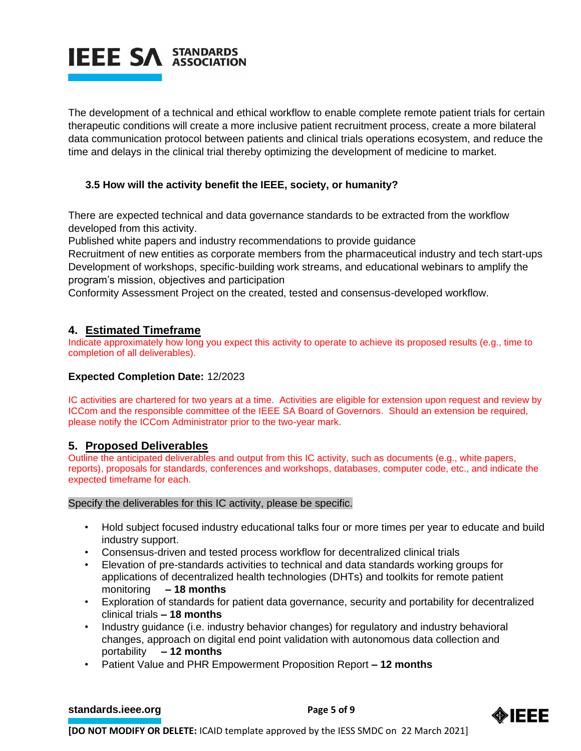The development of a technical and ethical workflow to enable complete remote patient trials for certain therapeutic conditions will create a more inclusive patient recruitment process, create a more bilateral data communication protocol between patients and clinical trials operations ecosystem, and reduce the time and delays in the clinical trial thereby optimizing the development of medicine to market.

### 3.5 How will the activity benefit the IEEE, society, or humanity?

There are expected technical and data governance standards to be extracted from the workflow developed from this activity.
Published white papers and industry recommendations to provide guidance
Recruitment of new entities as corporate members from the pharmaceutical industry and tech start-ups
Development of workshops, specific-building work streams, and educational webinars to amplify the program's mission, objectives and participation
Conformity Assessment Project on the created, tested and consensus-developed workflow.

## 4. Estimated Timeframe

Indicate approximately how long you expect this activity to operate to achieve its proposed results (e.g., time to completion of all deliverables).

**Expected Completion Date:** 12/2023

IC activities are chartered for two years at a time. Activities are eligible for extension upon request and review by ICCom and the responsible committee of the IEEE SA Board of Governors. Should an extension be required, please notify the ICCom Administrator prior to the two-year mark.

## 5. Proposed Deliverables

Outline the anticipated deliverables and output from this IC activity, such as documents (e.g., white papers, reports), proposals for standards, conferences and workshops, databases, computer code, etc., and indicate the expected timeframe for each.

Specify the deliverables for this IC activity, please be specific.

- Hold subject focused industry educational talks four or more times per year to educate and build industry support.
- Consensus-driven and tested process workflow for decentralized clinical trials
- Elevation of pre-standards activities to technical and data standards working groups for applications of decentralized health technologies (DHTs) and toolkits for remote patient monitoring **– 18 months**
- Exploration of standards for patient data governance, security and portability for decentralized clinical trials **– 18 months**
- Industry guidance (i.e. industry behavior changes) for regulatory and industry behavioral changes, approach on digital end point validation with autonomous data collection and portability **– 12 months**
- Patient Value and PHR Empowerment Proposition Report **– 12 months**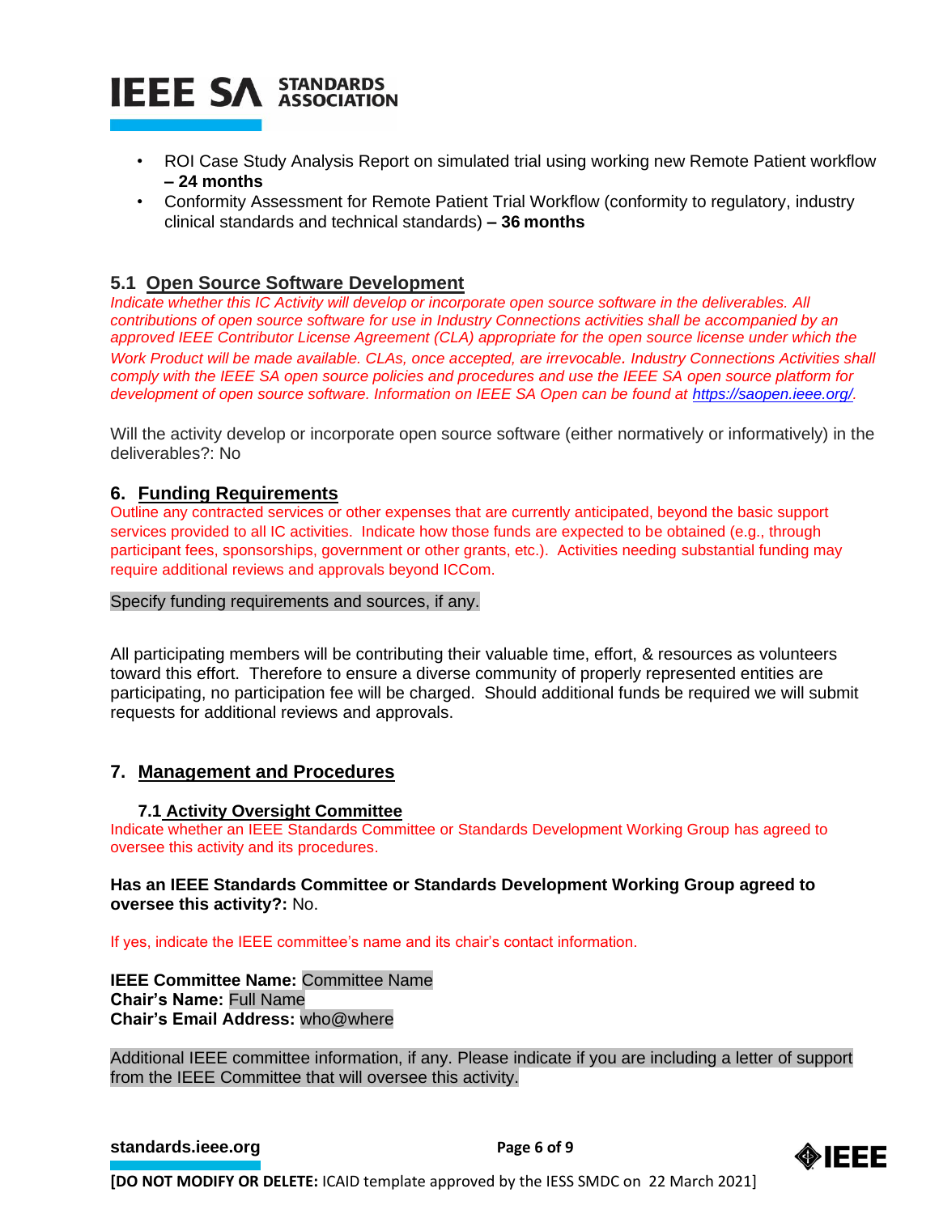- ROI Case Study Analysis Report on simulated trial using working new Remote Patient workflow **– 24 months**
- Conformity Assessment for Remote Patient Trial Workflow (conformity to regulatory, industry clinical standards and technical standards) **– 36 months**

### 5.1 Open Source Software Development

*Indicate whether this IC Activity will develop or incorporate open source software in the deliverables. All contributions of open source software for use in Industry Connections activities shall be accompanied by an approved IEEE Contributor License Agreement (CLA) appropriate for the open source license under which the Work Product will be made available. CLAs, once accepted, are irrevocable. Industry Connections Activities shall comply with the IEEE SA open source policies and procedures and use the IEEE SA open source platform for development of open source software. Information on IEEE SA Open can be found at https://saopen.ieee.org/.*

Will the activity develop or incorporate open source software (either normatively or informatively) in the deliverables?: No

## 6. Funding Requirements

Outline any contracted services or other expenses that are currently anticipated, beyond the basic support services provided to all IC activities. Indicate how those funds are expected to be obtained (e.g., through participant fees, sponsorships, government or other grants, etc.). Activities needing substantial funding may require additional reviews and approvals beyond ICCom.

Specify funding requirements and sources, if any.

All participating members will be contributing their valuable time, effort, & resources as volunteers toward this effort. Therefore to ensure a diverse community of properly represented entities are participating, no participation fee will be charged. Should additional funds be required we will submit requests for additional reviews and approvals.

## 7. Management and Procedures

### 7.1 Activity Oversight Committee

Indicate whether an IEEE Standards Committee or Standards Development Working Group has agreed to oversee this activity and its procedures.

**Has an IEEE Standards Committee or Standards Development Working Group agreed to oversee this activity?:** No.

If yes, indicate the IEEE committee's name and its chair's contact information.

**IEEE Committee Name:** Committee Name
**Chair's Name:** Full Name
**Chair's Email Address:** who@where

Additional IEEE committee information, if any. Please indicate if you are including a letter of support from the IEEE Committee that will oversee this activity.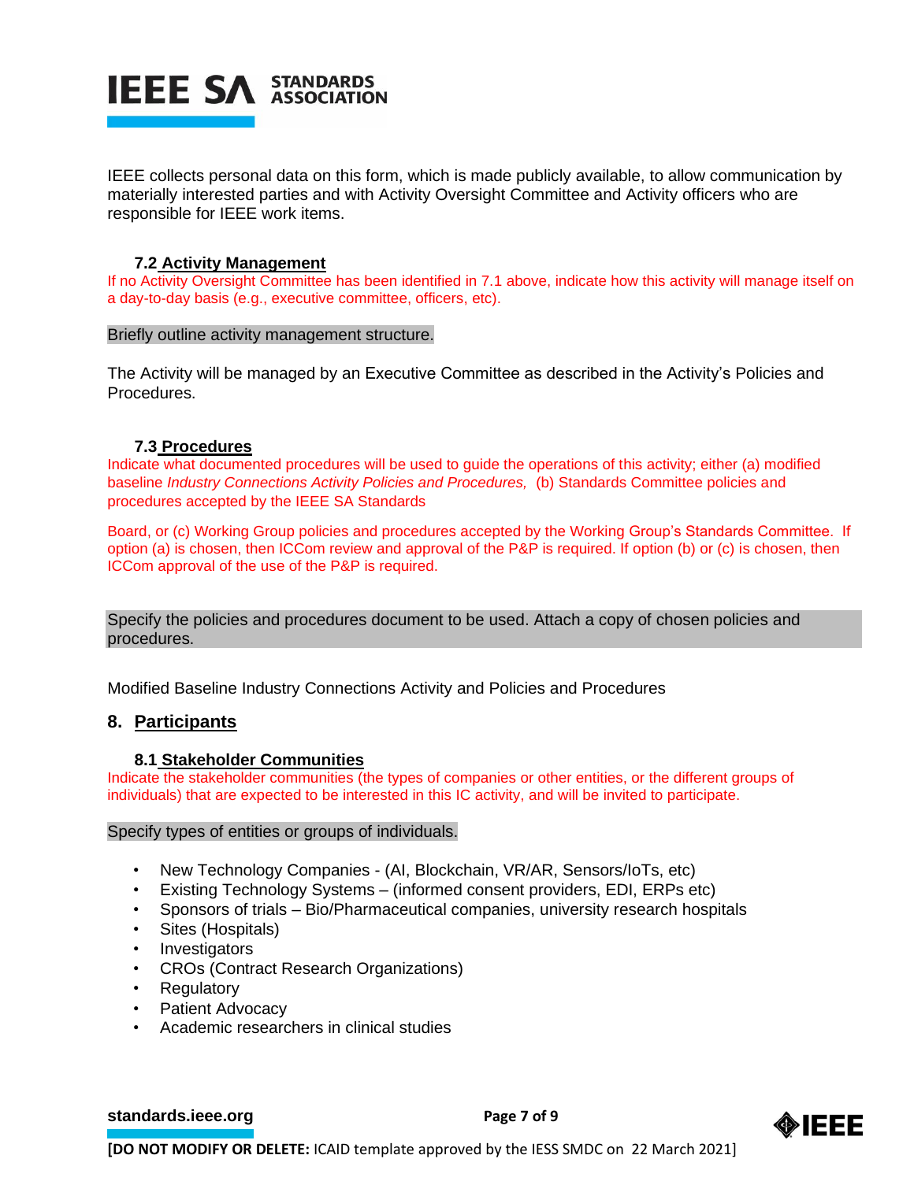IEEE collects personal data on this form, which is made publicly available, to allow communication by materially interested parties and with Activity Oversight Committee and Activity officers who are responsible for IEEE work items.

### 7.2 Activity Management

If no Activity Oversight Committee has been identified in 7.1 above, indicate how this activity will manage itself on a day-to-day basis (e.g., executive committee, officers, etc).

Briefly outline activity management structure.

The Activity will be managed by an Executive Committee as described in the Activity's Policies and Procedures.

### 7.3 Procedures

Indicate what documented procedures will be used to guide the operations of this activity; either (a) modified baseline *Industry Connections Activity Policies and Procedures,* (b) Standards Committee policies and procedures accepted by the IEEE SA Standards

Board, or (c) Working Group policies and procedures accepted by the Working Group's Standards Committee. If option (a) is chosen, then ICCom review and approval of the P&P is required. If option (b) or (c) is chosen, then ICCom approval of the use of the P&P is required.

Specify the policies and procedures document to be used. Attach a copy of chosen policies and procedures.

Modified Baseline Industry Connections Activity and Policies and Procedures

## 8. Participants

### 8.1 Stakeholder Communities

Indicate the stakeholder communities (the types of companies or other entities, or the different groups of individuals) that are expected to be interested in this IC activity, and will be invited to participate.

Specify types of entities or groups of individuals.

- New Technology Companies - (AI, Blockchain, VR/AR, Sensors/IoTs, etc)
- Existing Technology Systems – (informed consent providers, EDI, ERPs etc)
- Sponsors of trials – Bio/Pharmaceutical companies, university research hospitals
- Sites (Hospitals)
- Investigators
- CROs (Contract Research Organizations)
- Regulatory
- Patient Advocacy
- Academic researchers in clinical studies

**[DO NOT MODIFY OR DELETE:** ICAID template approved by the IESS SMDC on 22 March 2021]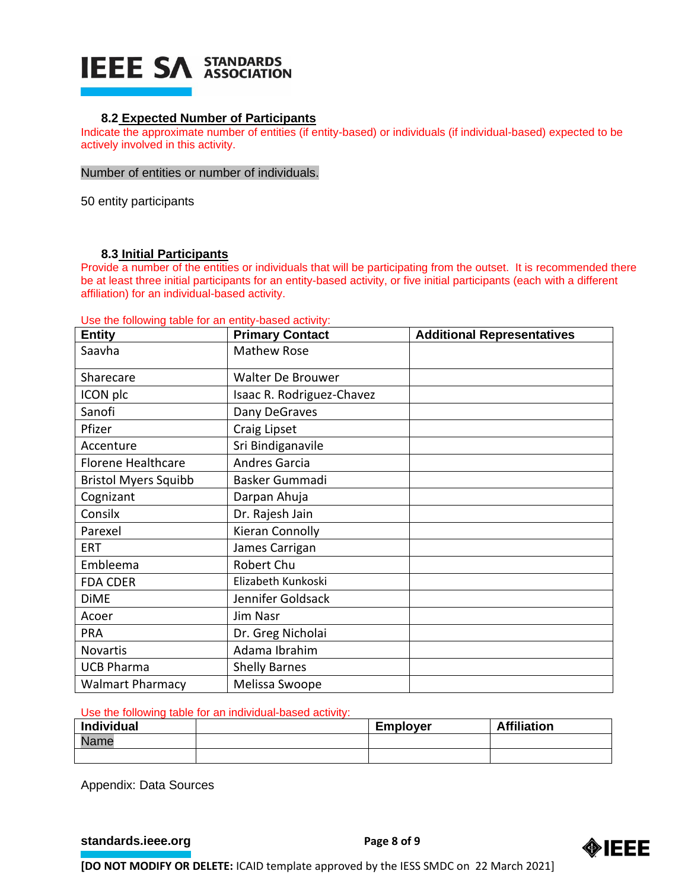### 8.2 Expected Number of Participants

Indicate the approximate number of entities (if entity-based) or individuals (if individual-based) expected to be actively involved in this activity.

Number of entities or number of individuals.

50 entity participants

### 8.3 Initial Participants

Provide a number of the entities or individuals that will be participating from the outset. It is recommended there be at least three initial participants for an entity-based activity, or five initial participants (each with a different affiliation) for an individual-based activity.

Use the following table for an entity-based activity:

| Entity | Primary Contact | Additional Representatives |
|---|---|---|
| Saavha | Mathew Rose | |
| Sharecare | Walter De Brouwer | |
| ICON plc | Isaac R. Rodriguez-Chavez | |
| Sanofi | Dany DeGraves | |
| Pfizer | Craig Lipset | |
| Accenture | Sri Bindiganavile | |
| Florene Healthcare | Andres Garcia | |
| Bristol Myers Squibb | Basker Gummadi | |
| Cognizant | Darpan Ahuja | |
| Consilx | Dr. Rajesh Jain | |
| Parexel | Kieran Connolly | |
| ERT | James Carrigan | |
| Embleema | Robert Chu | |
| FDA CDER | Elizabeth Kunkoski | |
| DiME | Jennifer Goldsack | |
| Acoer | Jim Nasr | |
| PRA | Dr. Greg Nicholai | |
| Novartis | Adama Ibrahim | |
| UCB Pharma | Shelly Barnes | |
| Walmart Pharmacy | Melissa Swoope | |

Use the following table for an individual-based activity:

| Individual | | Employer | Affiliation |
|---|---|---|---|
| Name | | | |
| | | | |

Appendix: Data Sources

[DO NOT MODIFY OR DELETE: ICAID template approved by the IESS SMDC on 22 March 2021]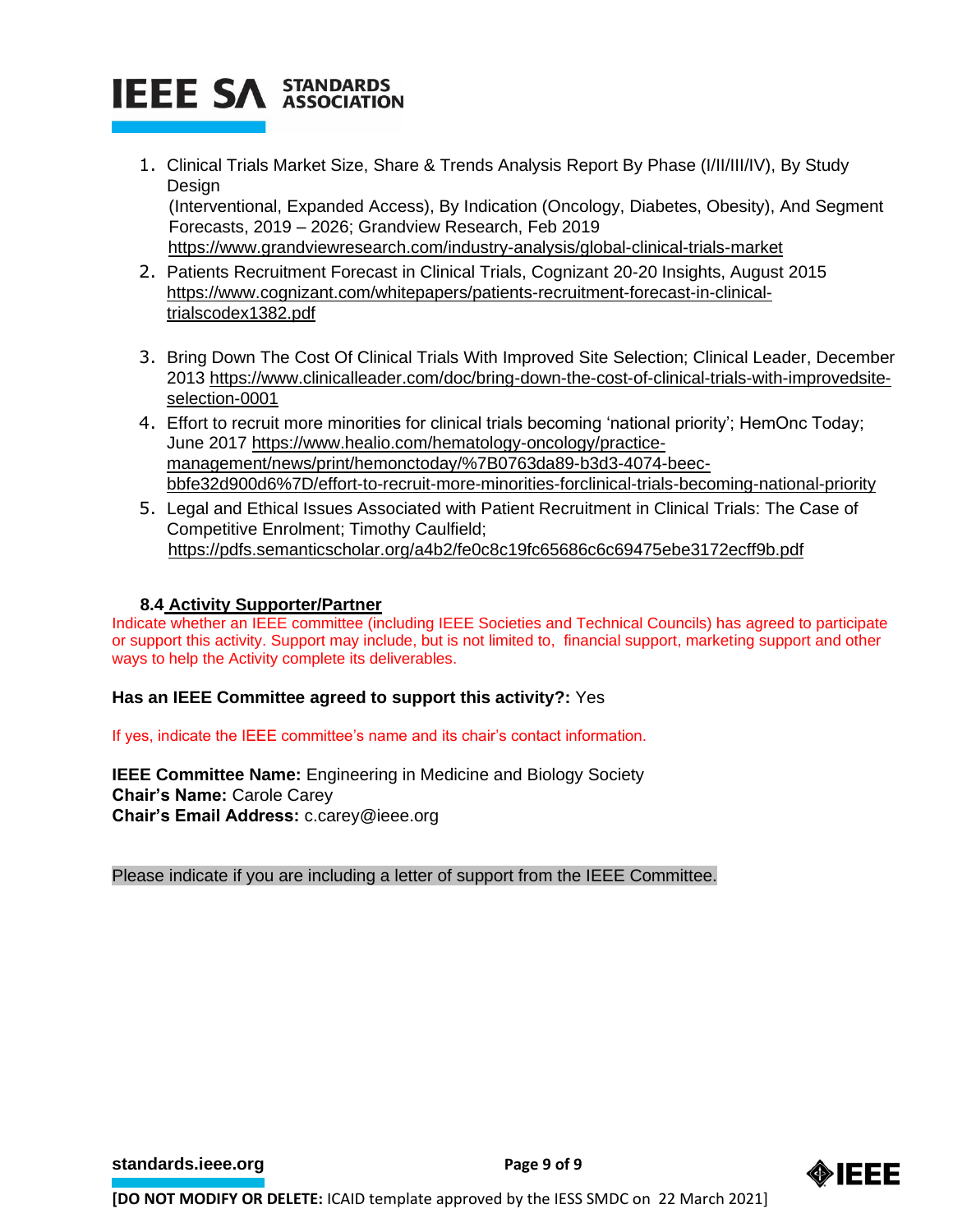1. Clinical Trials Market Size, Share & Trends Analysis Report By Phase (I/II/III/IV), By Study Design (Interventional, Expanded Access), By Indication (Oncology, Diabetes, Obesity), And Segment Forecasts, 2019 – 2026; Grandview Research, Feb 2019 https://www.grandviewresearch.com/industry-analysis/global-clinical-trials-market
2. Patients Recruitment Forecast in Clinical Trials, Cognizant 20-20 Insights, August 2015 https://www.cognizant.com/whitepapers/patients-recruitment-forecast-in-clinical-trialscodex1382.pdf
3. Bring Down The Cost Of Clinical Trials With Improved Site Selection; Clinical Leader, December 2013 https://www.clinicalleader.com/doc/bring-down-the-cost-of-clinical-trials-with-improvedsite-selection-0001
4. Effort to recruit more minorities for clinical trials becoming 'national priority'; HemOnc Today; June 2017 https://www.healio.com/hematology-oncology/practice-management/news/print/hemonctoday/%7B0763da89-b3d3-4074-beec-bbfe32d900d6%7D/effort-to-recruit-more-minorities-forclinical-trials-becoming-national-priority
5. Legal and Ethical Issues Associated with Patient Recruitment in Clinical Trials: The Case of Competitive Enrolment; Timothy Caulfield; https://pdfs.semanticscholar.org/a4b2/fe0c8c19fc65686c6c69475ebe3172ecff9b.pdf

### 8.4 Activity Supporter/Partner

Indicate whether an IEEE committee (including IEEE Societies and Technical Councils) has agreed to participate or support this activity. Support may include, but is not limited to, financial support, marketing support and other ways to help the Activity complete its deliverables.

**Has an IEEE Committee agreed to support this activity?:** Yes

If yes, indicate the IEEE committee's name and its chair's contact information.

**IEEE Committee Name:** Engineering in Medicine and Biology Society
**Chair's Name:** Carole Carey
**Chair's Email Address:** c.carey@ieee.org

Please indicate if you are including a letter of support from the IEEE Committee.

**[DO NOT MODIFY OR DELETE:** ICAID template approved by the IESS SMDC on 22 March 2021]